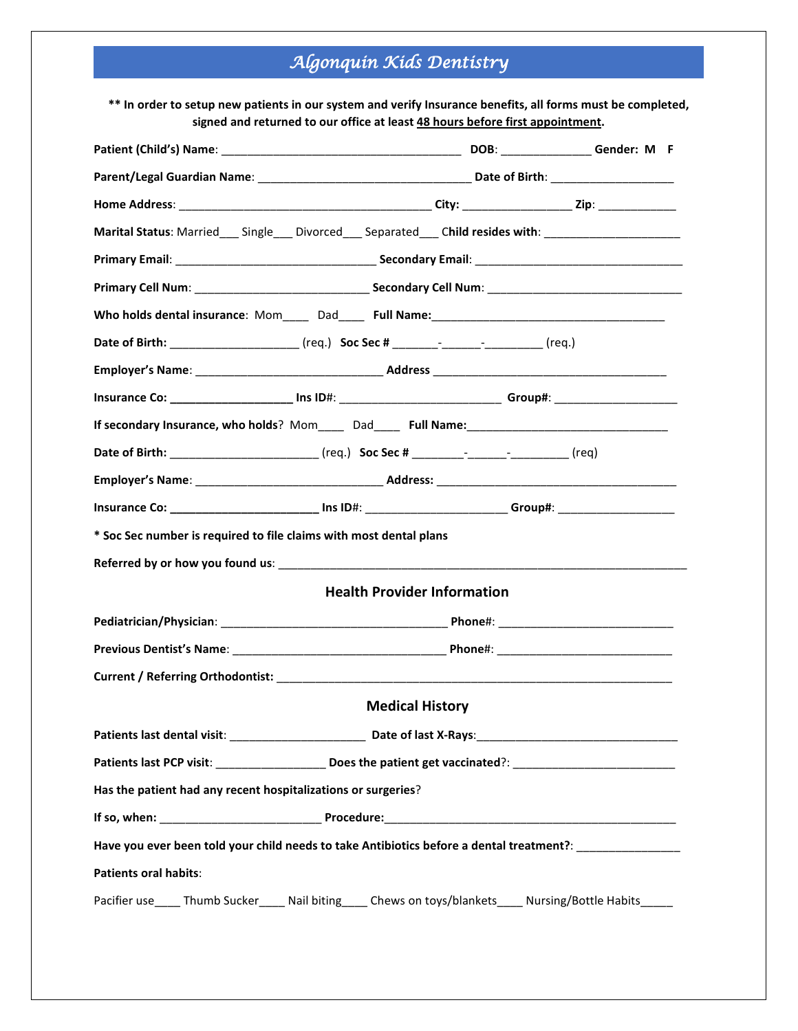# *Algonquin Kids Dentistry*

**\*\* In order to setup new patients in our system and verify Insurance benefits, all forms must be completed, signed and returned to our office at least __48 hours before first appointment__.**

**Patient (Child's) Name**: ______________________________________ **DOB**: ______________ **Gender: M F**

**Parent/Legal Guardian Name**: __________________________________ **Date of Birth**: ___________________

**Home Address**: ________________________________________ **City:** _________________ **Zip**: ____________

**Marital Status**: Married___ Single___ Divorced___ Separated___ **Child resides with**: _____________________

**Primary Email**: ________________________________ **Secondary Email**: _________________________________

**Primary Cell Num**: ____________________________ **Secondary Cell Num**: _______________________________

**Who holds dental insurance**: Mom____ Dad____ **Full Name:**_____________________________________

**Date of Birth:** ____________________ (req.) **Soc Sec #** _______-______-_________ (req.)

**Employer's Name**: ______________________________ **Address** _____________________________________

**Insurance Co: ___________________ Ins ID#**: _________________________ **Group#**: ___________________

**If secondary Insurance, who holds**? Mom____ Dad____ **Full Name:**________________________________

**Date of Birth:** _______________________ (req.) **Soc Sec #** ________-______-_________ (req)

**Employer's Name**: ______________________________ **Address:** ______________________________________

**Insurance Co: _______________________ Ins ID#**: ______________________ **Group#**: __________________

**\* Soc Sec number is required to file claims with most dental plans**

**Referred by or how you found us**: _________________________________________________________________

## Health Provider Information

**Pediatrician/Physician**: ___________________________________ **Phone#**: ___________________________

**Previous Dentist's Name**: _________________________________ **Phone#**: ___________________________

**Current / Referring Orthodontist:** ________________________________________________________________

## Medical History

**Patients last dental visit**: _____________________ **Date of last X-Rays**:_______________________________

**Patients last PCP visit**: _________________ **Does the patient get vaccinated**?: _________________________

**Has the patient had any recent hospitalizations or surgeries**?

**If so, when:** _________________________ **Procedure:**_______________________________________________

**Have you ever been told your child needs to take Antibiotics before a dental treatment?**: ________________

**Patients oral habits**:

Pacifier use____ Thumb Sucker____ Nail biting____ Chews on toys/blankets____ Nursing/Bottle Habits_____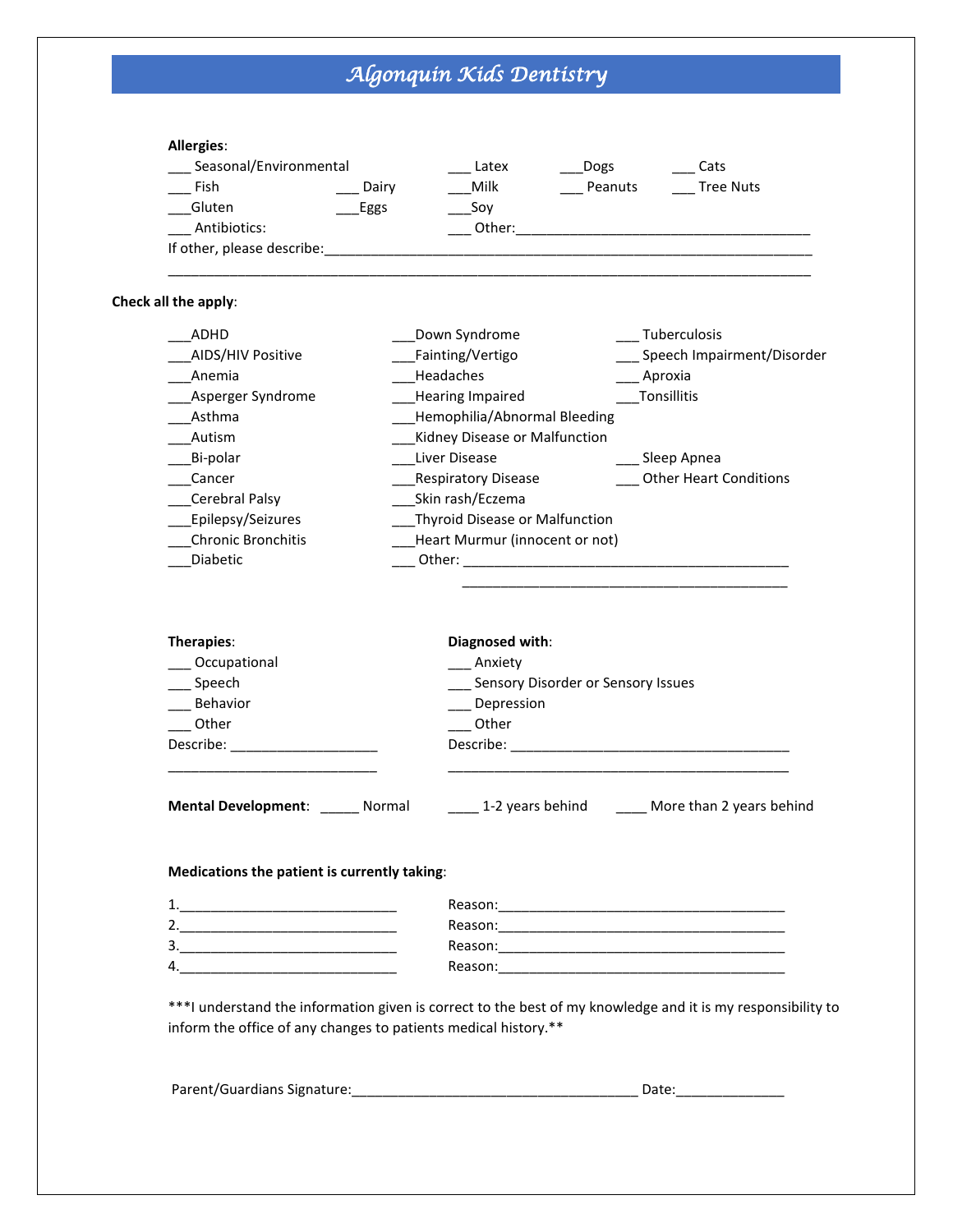# Algonquin Kids Dentistry

**Allergies**:

___ Seasonal/Environmental ___ Latex ___Dogs ___ Cats
___ Fish ___ Dairy ___Milk ___ Peanuts ___ Tree Nuts
___Gluten ___Eggs ___Soy
___ Antibiotics: ___ Other:_______________________________________
If other, please describe:_________________________________________________________________
______________________________________________________________________________

**Check all the apply**:

___ADHD
___AIDS/HIV Positive
___Anemia
___Asperger Syndrome
___Asthma
___Autism
___Bi-polar
___Cancer
___Cerebral Palsy
___Epilepsy/Seizures
___Chronic Bronchitis
___Diabetic
___Down Syndrome
___Fainting/Vertigo
___Headaches
___Hearing Impaired
___Hemophilia/Abnormal Bleeding
___Kidney Disease or Malfunction
___Liver Disease
___Respiratory Disease
___Skin rash/Eczema
___Thyroid Disease or Malfunction
___Heart Murmur (innocent or not)
___ Other: ___________________________________________
___________________________________________
___ Tuberculosis
___ Speech Impairment/Disorder
___ Aproxia
___Tonsillitis
___ Sleep Apnea
___ Other Heart Conditions

**Therapies**:
___ Occupational
___ Speech
___ Behavior
___ Other
Describe: ___________________
___________________________

**Diagnosed with**:
___ Anxiety
___ Sensory Disorder or Sensory Issues
___ Depression
___ Other
Describe: _____________________________________
_____________________________________________

**Mental Development**: _____ Normal ____ 1-2 years behind ____ More than 2 years behind

**Medications the patient is currently taking**:

1.____________________________ Reason:_____________________________________
2.____________________________ Reason:_____________________________________
3.____________________________ Reason:_____________________________________
4.____________________________ Reason:_____________________________________

***I understand the information given is correct to the best of my knowledge and it is my responsibility to inform the office of any changes to patients medical history.**

Parent/Guardians Signature:____________________________________ Date:______________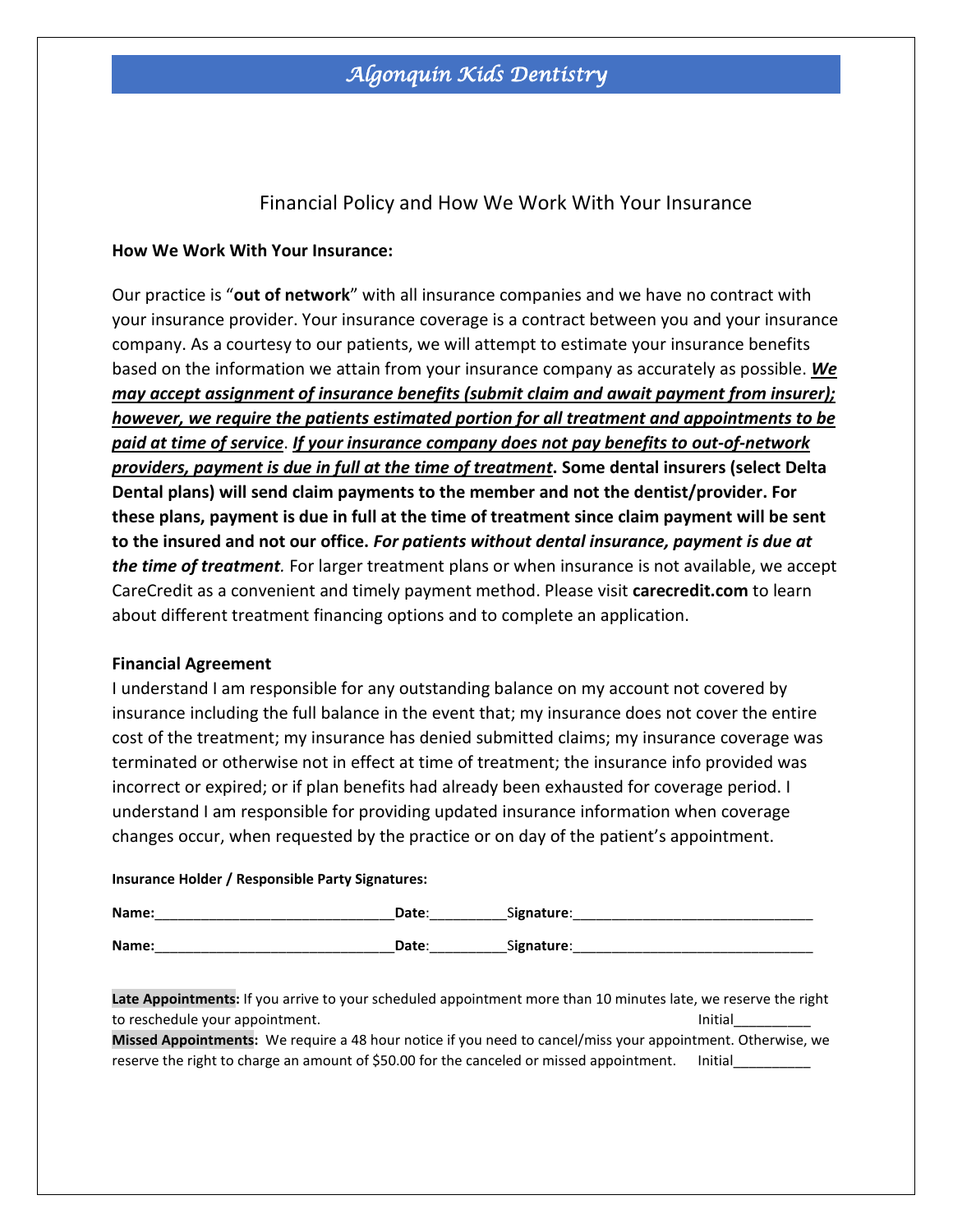# Algonquin Kids Dentistry

## Financial Policy and How We Work With Your Insurance

**How We Work With Your Insurance:**

Our practice is "**out of network**" with all insurance companies and we have no contract with your insurance provider. Your insurance coverage is a contract between you and your insurance company. As a courtesy to our patients, we will attempt to estimate your insurance benefits based on the information we attain from your insurance company as accurately as possible. ***<u>We may accept assignment of insurance benefits (submit claim and await payment from insurer); however, we require the patients estimated portion for all treatment and appointments to be paid at time of service</u>***. ***<u>If your insurance company does not pay benefits to out-of-network providers, payment is due in full at the time of treatment</u>*****. Some dental insurers (select Delta Dental plans) will send claim payments to the member and not the dentist/provider. For these plans, payment is due in full at the time of treatment since claim payment will be sent to the insured and not our office.** ***For patients without dental insurance, payment is due at the time of treatment.*** For larger treatment plans or when insurance is not available, we accept CareCredit as a convenient and timely payment method. Please visit **carecredit.com** to learn about different treatment financing options and to complete an application.

**Financial Agreement**

I understand I am responsible for any outstanding balance on my account not covered by insurance including the full balance in the event that; my insurance does not cover the entire cost of the treatment; my insurance has denied submitted claims; my insurance coverage was terminated or otherwise not in effect at time of treatment; the insurance info provided was incorrect or expired; or if plan benefits had already been exhausted for coverage period. I understand I am responsible for providing updated insurance information when coverage changes occur, when requested by the practice or on day of the patient's appointment.

**Insurance Holder / Responsible Party Signatures:**

**Name:**______________________________ **Date**:__________ **Signature**:______________________________

**Name:**______________________________ **Date**:__________ **Signature**:______________________________

**Late Appointments:** If you arrive to your scheduled appointment more than 10 minutes late, we reserve the right to reschedule your appointment. Initial__________

**Missed Appointments:** We require a 48 hour notice if you need to cancel/miss your appointment. Otherwise, we reserve the right to charge an amount of $50.00 for the canceled or missed appointment. Initial__________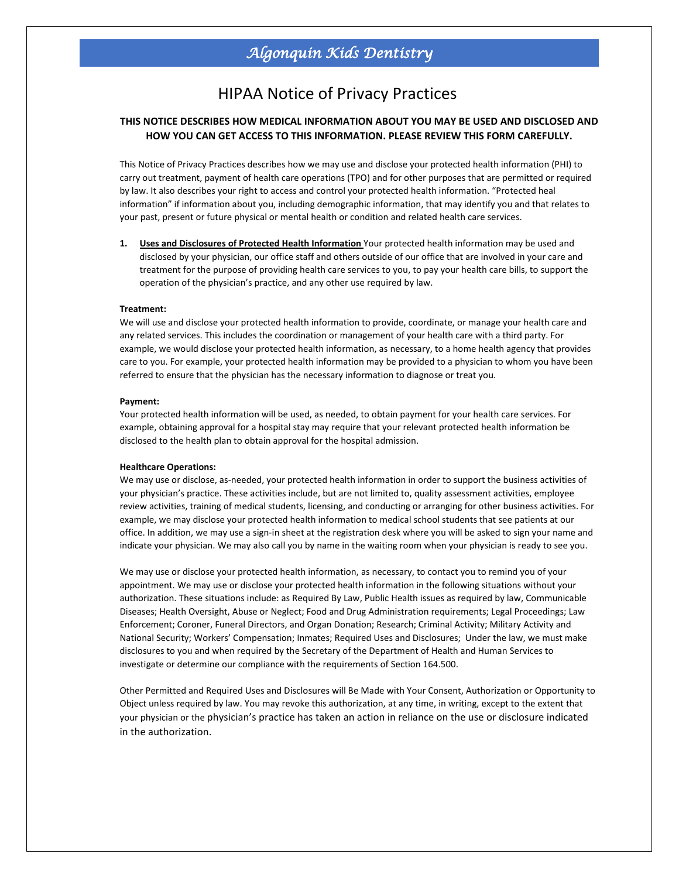# Algonquin Kids Dentistry

## HIPAA Notice of Privacy Practices

**THIS NOTICE DESCRIBES HOW MEDICAL INFORMATION ABOUT YOU MAY BE USED AND DISCLOSED AND HOW YOU CAN GET ACCESS TO THIS INFORMATION. PLEASE REVIEW THIS FORM CAREFULLY.**

This Notice of Privacy Practices describes how we may use and disclose your protected health information (PHI) to carry out treatment, payment of health care operations (TPO) and for other purposes that are permitted or required by law. It also describes your right to access and control your protected health information. "Protected heal information" if information about you, including demographic information, that may identify you and that relates to your past, present or future physical or mental health or condition and related health care services.

1. **Uses and Disclosures of Protected Health Information** Your protected health information may be used and disclosed by your physician, our office staff and others outside of our office that are involved in your care and treatment for the purpose of providing health care services to you, to pay your health care bills, to support the operation of the physician's practice, and any other use required by law.

**Treatment:**
We will use and disclose your protected health information to provide, coordinate, or manage your health care and any related services. This includes the coordination or management of your health care with a third party. For example, we would disclose your protected health information, as necessary, to a home health agency that provides care to you. For example, your protected health information may be provided to a physician to whom you have been referred to ensure that the physician has the necessary information to diagnose or treat you.

**Payment:**
Your protected health information will be used, as needed, to obtain payment for your health care services. For example, obtaining approval for a hospital stay may require that your relevant protected health information be disclosed to the health plan to obtain approval for the hospital admission.

**Healthcare Operations:**
We may use or disclose, as-needed, your protected health information in order to support the business activities of your physician's practice. These activities include, but are not limited to, quality assessment activities, employee review activities, training of medical students, licensing, and conducting or arranging for other business activities. For example, we may disclose your protected health information to medical school students that see patients at our office. In addition, we may use a sign-in sheet at the registration desk where you will be asked to sign your name and indicate your physician. We may also call you by name in the waiting room when your physician is ready to see you.

We may use or disclose your protected health information, as necessary, to contact you to remind you of your appointment. We may use or disclose your protected health information in the following situations without your authorization. These situations include: as Required By Law, Public Health issues as required by law, Communicable Diseases; Health Oversight, Abuse or Neglect; Food and Drug Administration requirements; Legal Proceedings; Law Enforcement; Coroner, Funeral Directors, and Organ Donation; Research; Criminal Activity; Military Activity and National Security; Workers' Compensation; Inmates; Required Uses and Disclosures; Under the law, we must make disclosures to you and when required by the Secretary of the Department of Health and Human Services to investigate or determine our compliance with the requirements of Section 164.500.

Other Permitted and Required Uses and Disclosures will Be Made with Your Consent, Authorization or Opportunity to Object unless required by law. You may revoke this authorization, at any time, in writing, except to the extent that your physician or the physician's practice has taken an action in reliance on the use or disclosure indicated in the authorization.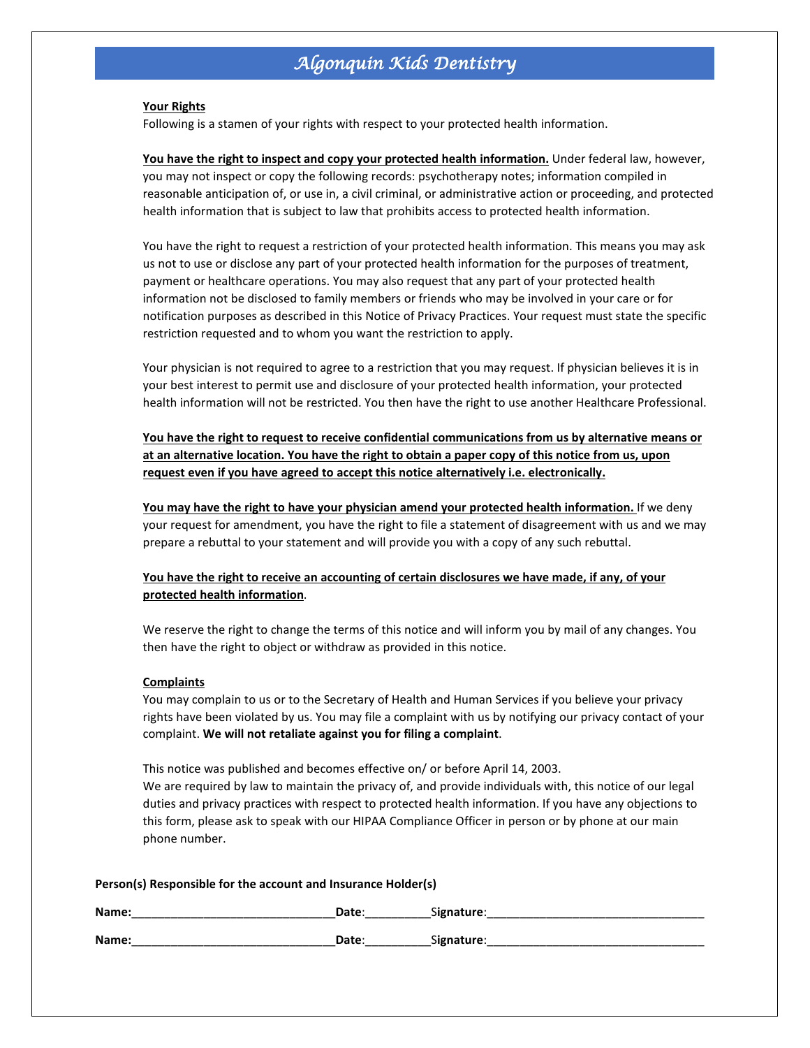# *Algonquin Kids Dentistry*

**Your Rights**

Following is a stamen of your rights with respect to your protected health information.

**You have the right to inspect and copy your protected health information.** Under federal law, however, you may not inspect or copy the following records: psychotherapy notes; information compiled in reasonable anticipation of, or use in, a civil criminal, or administrative action or proceeding, and protected health information that is subject to law that prohibits access to protected health information.

You have the right to request a restriction of your protected health information. This means you may ask us not to use or disclose any part of your protected health information for the purposes of treatment, payment or healthcare operations. You may also request that any part of your protected health information not be disclosed to family members or friends who may be involved in your care or for notification purposes as described in this Notice of Privacy Practices. Your request must state the specific restriction requested and to whom you want the restriction to apply.

Your physician is not required to agree to a restriction that you may request. If physician believes it is in your best interest to permit use and disclosure of your protected health information, your protected health information will not be restricted. You then have the right to use another Healthcare Professional.

**You have the right to request to receive confidential communications from us by alternative means or at an alternative location. You have the right to obtain a paper copy of this notice from us, upon request even if you have agreed to accept this notice alternatively i.e. electronically.**

**You may have the right to have your physician amend your protected health information.** If we deny your request for amendment, you have the right to file a statement of disagreement with us and we may prepare a rebuttal to your statement and will provide you with a copy of any such rebuttal.

**You have the right to receive an accounting of certain disclosures we have made, if any, of your protected health information**.

We reserve the right to change the terms of this notice and will inform you by mail of any changes. You then have the right to object or withdraw as provided in this notice.

**Complaints**

You may complain to us or to the Secretary of Health and Human Services if you believe your privacy rights have been violated by us. You may file a complaint with us by notifying our privacy contact of your complaint. **We will not retaliate against you for filing a complaint**.

This notice was published and becomes effective on/ or before April 14, 2003.
We are required by law to maintain the privacy of, and provide individuals with, this notice of our legal duties and privacy practices with respect to protected health information. If you have any objections to this form, please ask to speak with our HIPAA Compliance Officer in person or by phone at our main phone number.

**Person(s) Responsible for the account and Insurance Holder(s)**

**Name:**______________________________ **Date**:__________ **Signature**:_________________________________

**Name:**______________________________ **Date**:__________ **Signature**:_________________________________